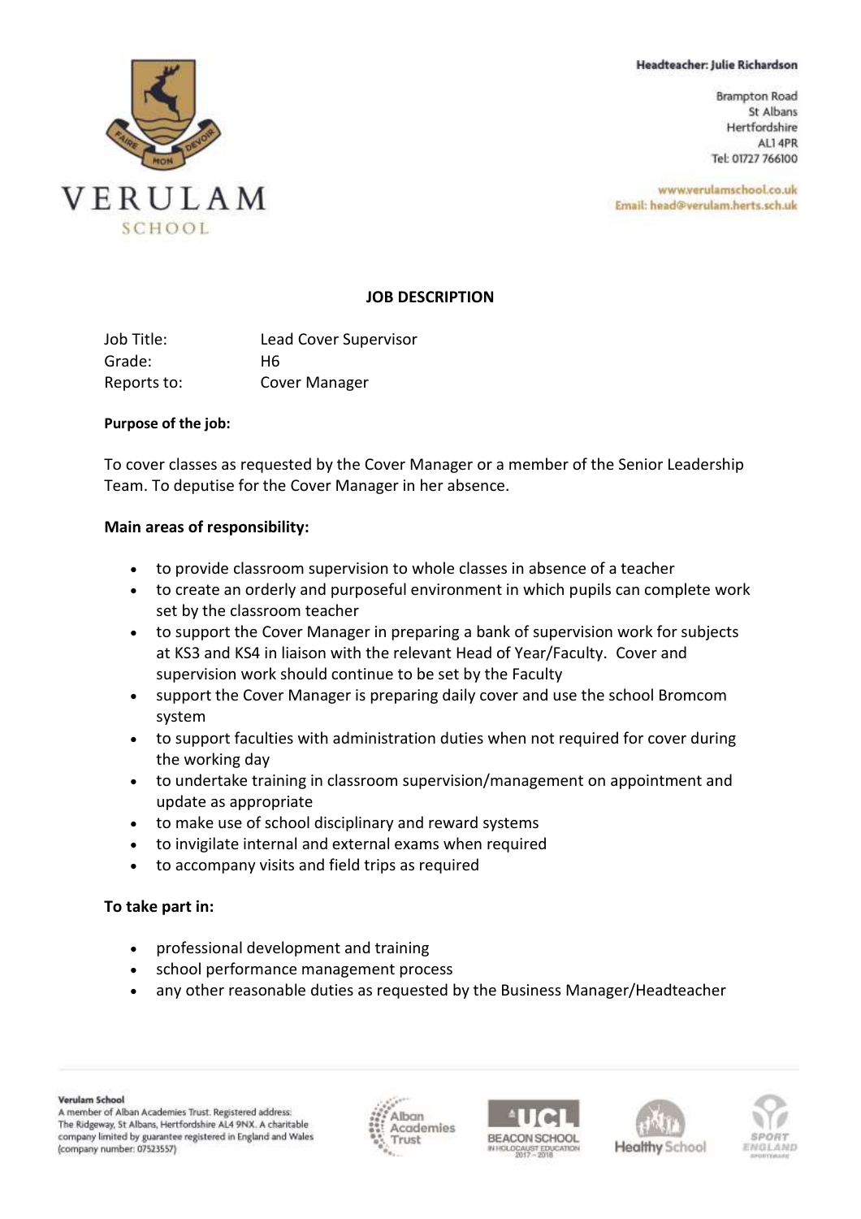Headteacher: Julie Richardson

Brampton Road
St Albans
Hertfordshire
AL1 4PR
Tel: 01727 766100

www.verulamschool.co.uk
Email: head@verulam.herts.sch.uk

# JOB DESCRIPTION

Job Title: Lead Cover Supervisor
Grade: H6
Reports to: Cover Manager

**Purpose of the job:**

To cover classes as requested by the Cover Manager or a member of the Senior Leadership Team. To deputise for the Cover Manager in her absence.

**Main areas of responsibility:**

- to provide classroom supervision to whole classes in absence of a teacher
- to create an orderly and purposeful environment in which pupils can complete work set by the classroom teacher
- to support the Cover Manager in preparing a bank of supervision work for subjects at KS3 and KS4 in liaison with the relevant Head of Year/Faculty. Cover and supervision work should continue to be set by the Faculty
- support the Cover Manager is preparing daily cover and use the school Bromcom system
- to support faculties with administration duties when not required for cover during the working day
- to undertake training in classroom supervision/management on appointment and update as appropriate
- to make use of school disciplinary and reward systems
- to invigilate internal and external exams when required
- to accompany visits and field trips as required

**To take part in:**

- professional development and training
- school performance management process
- any other reasonable duties as requested by the Business Manager/Headteacher

**Verulam School**
A member of Alban Academies Trust. Registered address: The Ridgeway, St Albans, Hertfordshire AL4 9NX. A charitable company limited by guarantee registered in England and Wales (company number: 07523557)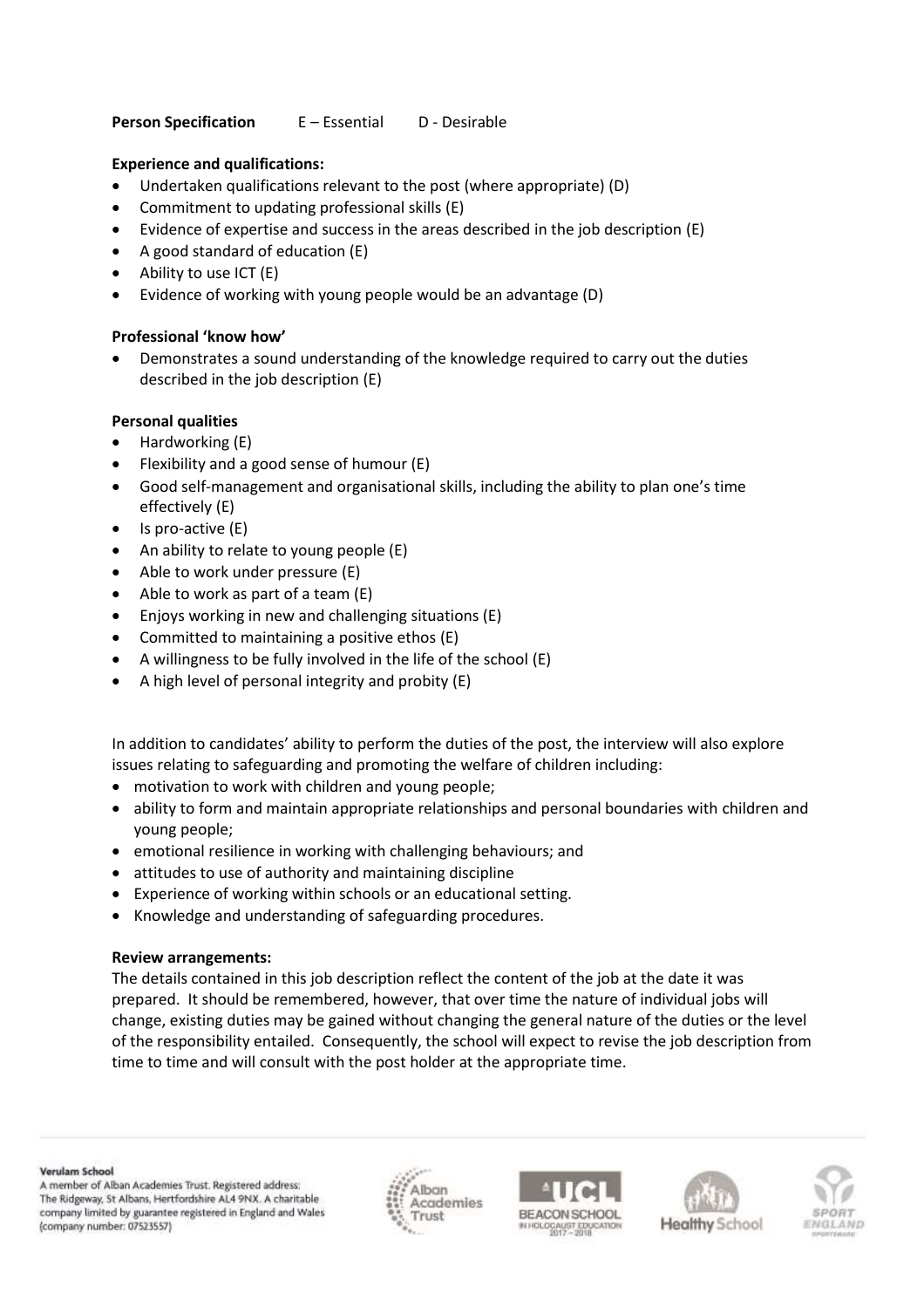**Person Specification** E – Essential D - Desirable

**Experience and qualifications:**

- Undertaken qualifications relevant to the post (where appropriate) (D)
- Commitment to updating professional skills (E)
- Evidence of expertise and success in the areas described in the job description (E)
- A good standard of education (E)
- Ability to use ICT (E)
- Evidence of working with young people would be an advantage (D)

**Professional 'know how'**

- Demonstrates a sound understanding of the knowledge required to carry out the duties described in the job description (E)

**Personal qualities**

- Hardworking (E)
- Flexibility and a good sense of humour (E)
- Good self-management and organisational skills, including the ability to plan one's time effectively (E)
- Is pro-active (E)
- An ability to relate to young people (E)
- Able to work under pressure (E)
- Able to work as part of a team (E)
- Enjoys working in new and challenging situations (E)
- Committed to maintaining a positive ethos (E)
- A willingness to be fully involved in the life of the school (E)
- A high level of personal integrity and probity (E)

In addition to candidates' ability to perform the duties of the post, the interview will also explore issues relating to safeguarding and promoting the welfare of children including:

- motivation to work with children and young people;
- ability to form and maintain appropriate relationships and personal boundaries with children and young people;
- emotional resilience in working with challenging behaviours; and
- attitudes to use of authority and maintaining discipline
- Experience of working within schools or an educational setting.
- Knowledge and understanding of safeguarding procedures.

**Review arrangements:**

The details contained in this job description reflect the content of the job at the date it was prepared. It should be remembered, however, that over time the nature of individual jobs will change, existing duties may be gained without changing the general nature of the duties or the level of the responsibility entailed. Consequently, the school will expect to revise the job description from time to time and will consult with the post holder at the appropriate time.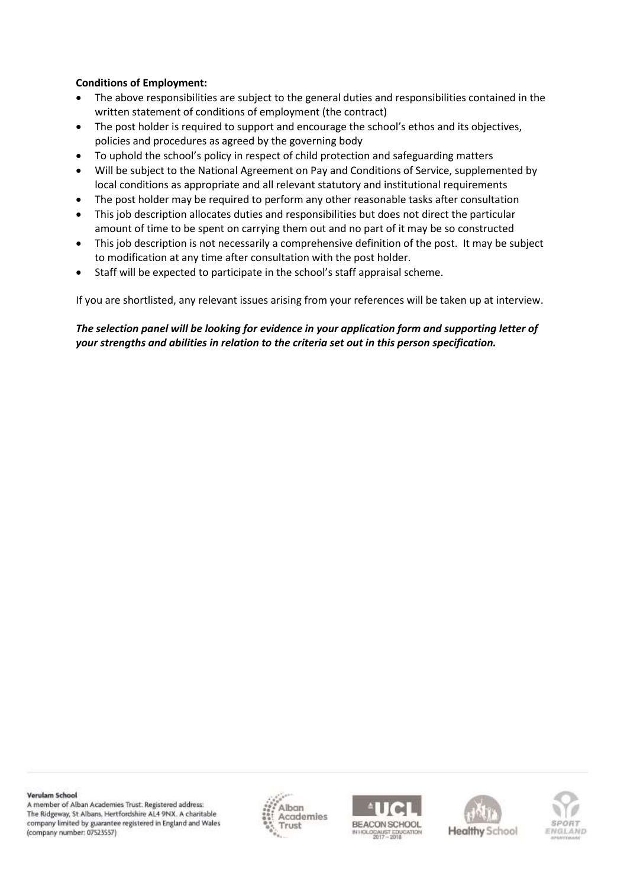**Conditions of Employment:**

- The above responsibilities are subject to the general duties and responsibilities contained in the written statement of conditions of employment (the contract)
- The post holder is required to support and encourage the school's ethos and its objectives, policies and procedures as agreed by the governing body
- To uphold the school's policy in respect of child protection and safeguarding matters
- Will be subject to the National Agreement on Pay and Conditions of Service, supplemented by local conditions as appropriate and all relevant statutory and institutional requirements
- The post holder may be required to perform any other reasonable tasks after consultation
- This job description allocates duties and responsibilities but does not direct the particular amount of time to be spent on carrying them out and no part of it may be so constructed
- This job description is not necessarily a comprehensive definition of the post. It may be subject to modification at any time after consultation with the post holder.
- Staff will be expected to participate in the school's staff appraisal scheme.

If you are shortlisted, any relevant issues arising from your references will be taken up at interview.

***The selection panel will be looking for evidence in your application form and supporting letter of your strengths and abilities in relation to the criteria set out in this person specification.***